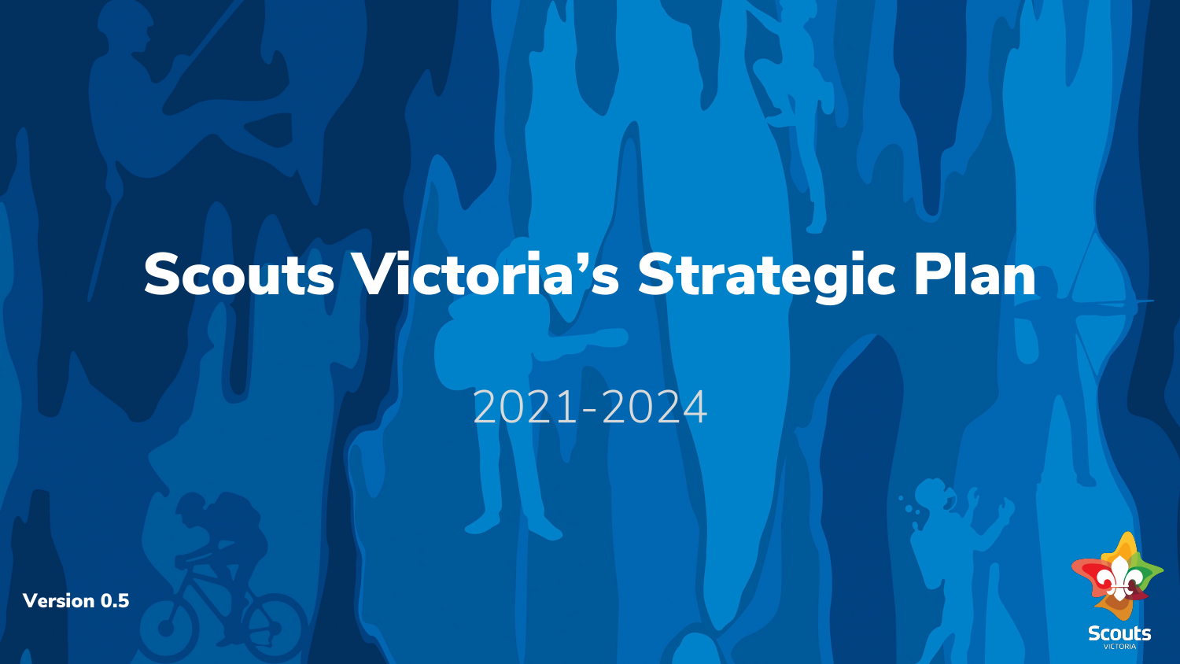# Scouts Victoria's Strategic Plan

2021-2024

**Version 0.5**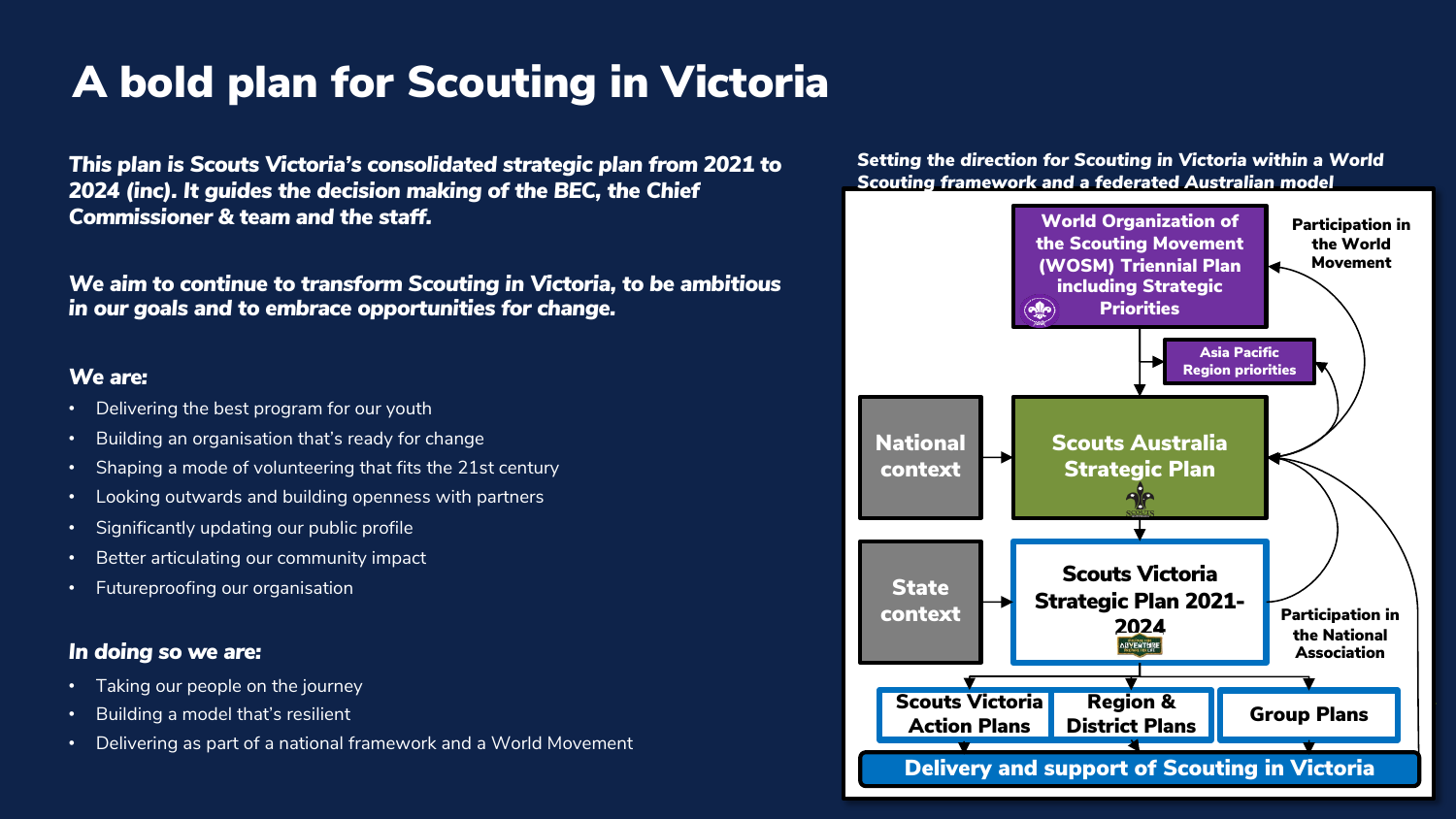# A bold plan for Scouting in Victoria

***This plan is Scouts Victoria's consolidated strategic plan from 2021 to 2024 (inc). It guides the decision making of the BEC, the Chief Commissioner & team and the staff.***

***We aim to continue to transform Scouting in Victoria, to be ambitious in our goals and to embrace opportunities for change.***

***We are:***

- Delivering the best program for our youth
- Building an organisation that's ready for change
- Shaping a mode of volunteering that fits the 21st century
- Looking outwards and building openness with partners
- Significantly updating our public profile
- Better articulating our community impact
- Futureproofing our organisation

***In doing so we are:***

- Taking our people on the journey
- Building a model that's resilient
- Delivering as part of a national framework and a World Movement

***Setting the direction for Scouting in Victoria within a World Scouting framework and a federated Australian model***

- World Organization of the Scouting Movement (WOSM) Triennial Plan including Strategic Priorities
- Asia Pacific Region priorities
- Participation in the World Movement
- National context
- Scouts Australia Strategic Plan
- State context
- Scouts Victoria Strategic Plan 2021-2024
- Participation in the National Association
- Scouts Victoria Action Plans
- Region & District Plans
- Group Plans
- Delivery and support of Scouting in Victoria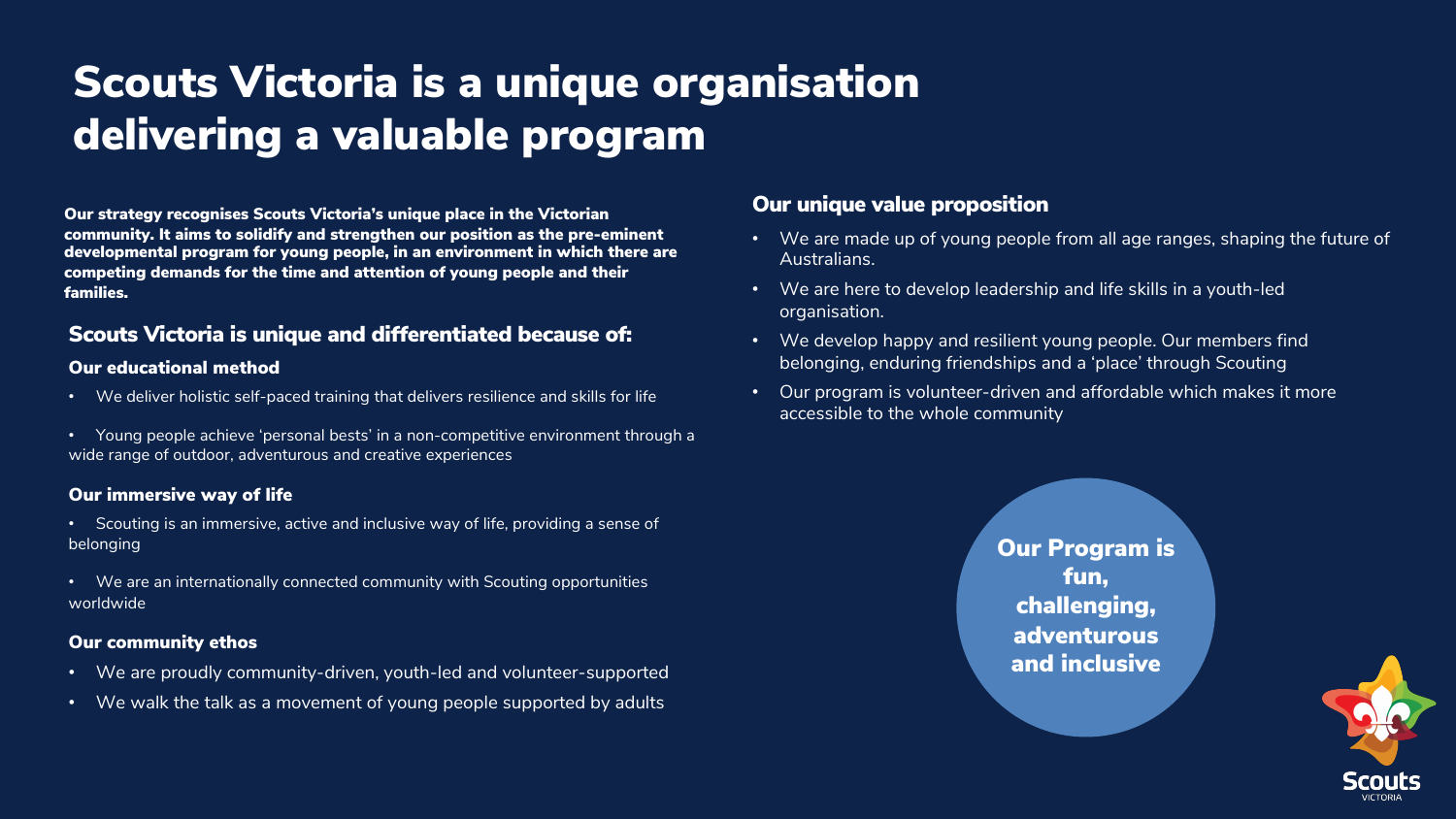# Scouts Victoria is a unique organisation delivering a valuable program

**Our strategy recognises Scouts Victoria's unique place in the Victorian community. It aims to solidify and strengthen our position as the pre-eminent developmental program for young people, in an environment in which there are competing demands for the time and attention of young people and their families.**

## Scouts Victoria is unique and differentiated because of:

### Our educational method

- We deliver holistic self-paced training that delivers resilience and skills for life
- Young people achieve 'personal bests' in a non-competitive environment through a wide range of outdoor, adventurous and creative experiences

### Our immersive way of life

- Scouting is an immersive, active and inclusive way of life, providing a sense of belonging
- We are an internationally connected community with Scouting opportunities worldwide

### Our community ethos

- We are proudly community-driven, youth-led and volunteer-supported
- We walk the talk as a movement of young people supported by adults

## Our unique value proposition

- We are made up of young people from all age ranges, shaping the future of Australians.
- We are here to develop leadership and life skills in a youth-led organisation.
- We develop happy and resilient young people. Our members find belonging, enduring friendships and a 'place' through Scouting
- Our program is volunteer-driven and affordable which makes it more accessible to the whole community

**Our Program is fun, challenging, adventurous and inclusive**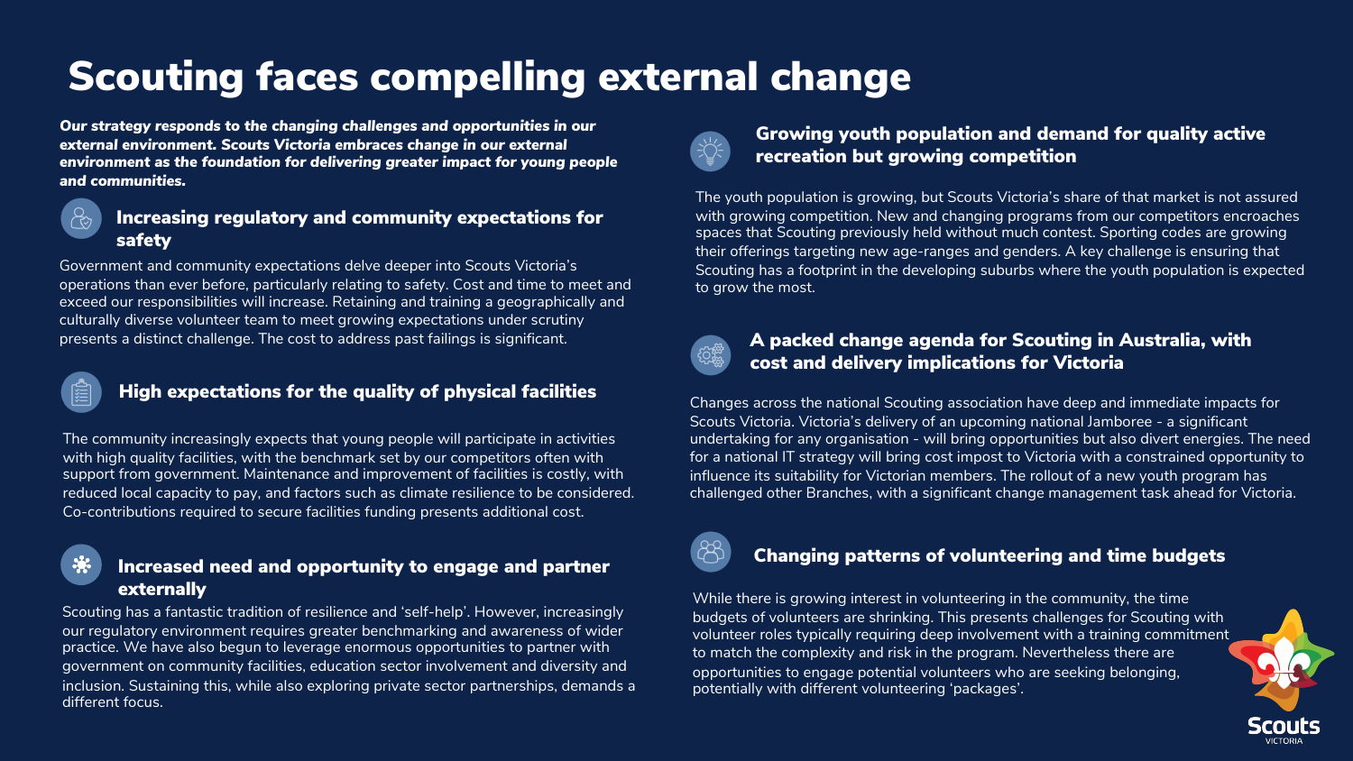# Scouting faces compelling external change

***Our strategy responds to the changing challenges and opportunities in our external environment. Scouts Victoria embraces change in our external environment as the foundation for delivering greater impact for young people and communities.***

## Increasing regulatory and community expectations for safety

Government and community expectations delve deeper into Scouts Victoria's operations than ever before, particularly relating to safety. Cost and time to meet and exceed our responsibilities will increase. Retaining and training a geographically and culturally diverse volunteer team to meet growing expectations under scrutiny presents a distinct challenge. The cost to address past failings is significant.

## High expectations for the quality of physical facilities

The community increasingly expects that young people will participate in activities with high quality facilities, with the benchmark set by our competitors often with support from government. Maintenance and improvement of facilities is costly, with reduced local capacity to pay, and factors such as climate resilience to be considered. Co-contributions required to secure facilities funding presents additional cost.

## Increased need and opportunity to engage and partner externally

Scouting has a fantastic tradition of resilience and 'self-help'. However, increasingly our regulatory environment requires greater benchmarking and awareness of wider practice. We have also begun to leverage enormous opportunities to partner with government on community facilities, education sector involvement and diversity and inclusion. Sustaining this, while also exploring private sector partnerships, demands a different focus.

## Growing youth population and demand for quality active recreation but growing competition

The youth population is growing, but Scouts Victoria's share of that market is not assured with growing competition. New and changing programs from our competitors encroaches spaces that Scouting previously held without much contest. Sporting codes are growing their offerings targeting new age-ranges and genders. A key challenge is ensuring that Scouting has a footprint in the developing suburbs where the youth population is expected to grow the most.

## A packed change agenda for Scouting in Australia, with cost and delivery implications for Victoria

Changes across the national Scouting association have deep and immediate impacts for Scouts Victoria. Victoria's delivery of an upcoming national Jamboree - a significant undertaking for any organisation - will bring opportunities but also divert energies. The need for a national IT strategy will bring cost impost to Victoria with a constrained opportunity to influence its suitability for Victorian members. The rollout of a new youth program has challenged other Branches, with a significant change management task ahead for Victoria.

## Changing patterns of volunteering and time budgets

While there is growing interest in volunteering in the community, the time budgets of volunteers are shrinking. This presents challenges for Scouting with volunteer roles typically requiring deep involvement with a training commitment to match the complexity and risk in the program. Nevertheless there are opportunities to engage potential volunteers who are seeking belonging, potentially with different volunteering 'packages'.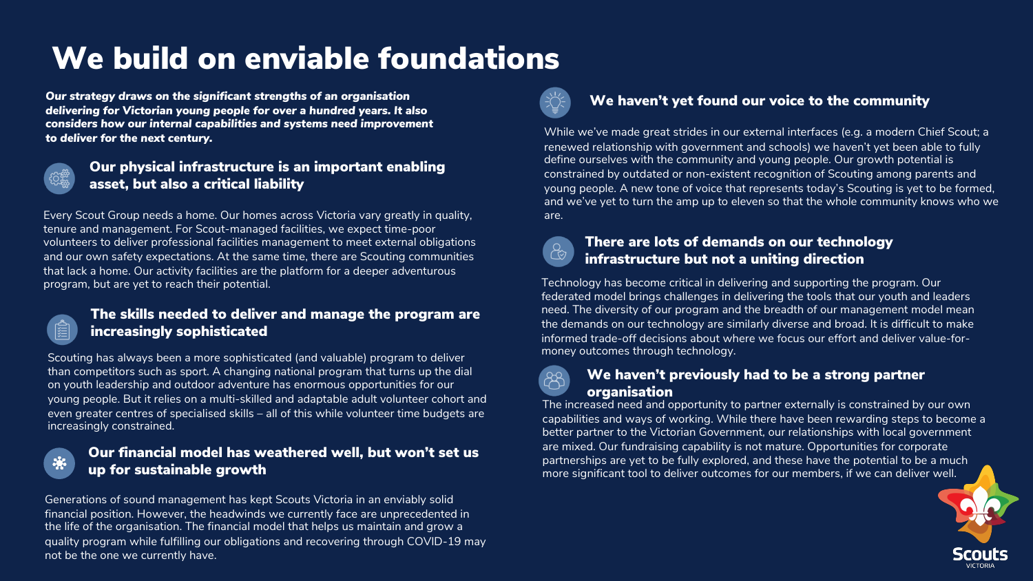# We build on enviable foundations

***Our strategy draws on the significant strengths of an organisation delivering for Victorian young people for over a hundred years. It also considers how our internal capabilities and systems need improvement to deliver for the next century.***

## Our physical infrastructure is an important enabling asset, but also a critical liability

Every Scout Group needs a home. Our homes across Victoria vary greatly in quality, tenure and management. For Scout-managed facilities, we expect time-poor volunteers to deliver professional facilities management to meet external obligations and our own safety expectations. At the same time, there are Scouting communities that lack a home. Our activity facilities are the platform for a deeper adventurous program, but are yet to reach their potential.

## The skills needed to deliver and manage the program are increasingly sophisticated

Scouting has always been a more sophisticated (and valuable) program to deliver than competitors such as sport. A changing national program that turns up the dial on youth leadership and outdoor adventure has enormous opportunities for our young people. But it relies on a multi-skilled and adaptable adult volunteer cohort and even greater centres of specialised skills – all of this while volunteer time budgets are increasingly constrained.

## Our financial model has weathered well, but won't set us up for sustainable growth

Generations of sound management has kept Scouts Victoria in an enviably solid financial position. However, the headwinds we currently face are unprecedented in the life of the organisation. The financial model that helps us maintain and grow a quality program while fulfilling our obligations and recovering through COVID-19 may not be the one we currently have.

## We haven't yet found our voice to the community

While we've made great strides in our external interfaces (e.g. a modern Chief Scout; a renewed relationship with government and schools) we haven't yet been able to fully define ourselves with the community and young people. Our growth potential is constrained by outdated or non-existent recognition of Scouting among parents and young people. A new tone of voice that represents today's Scouting is yet to be formed, and we've yet to turn the amp up to eleven so that the whole community knows who we are.

## There are lots of demands on our technology infrastructure but not a uniting direction

Technology has become critical in delivering and supporting the program. Our federated model brings challenges in delivering the tools that our youth and leaders need. The diversity of our program and the breadth of our management model mean the demands on our technology are similarly diverse and broad. It is difficult to make informed trade-off decisions about where we focus our effort and deliver value-for-money outcomes through technology.

## We haven't previously had to be a strong partner organisation

The increased need and opportunity to partner externally is constrained by our own capabilities and ways of working. While there have been rewarding steps to become a better partner to the Victorian Government, our relationships with local government are mixed. Our fundraising capability is not mature. Opportunities for corporate partnerships are yet to be fully explored, and these have the potential to be a much more significant tool to deliver outcomes for our members, if we can deliver well.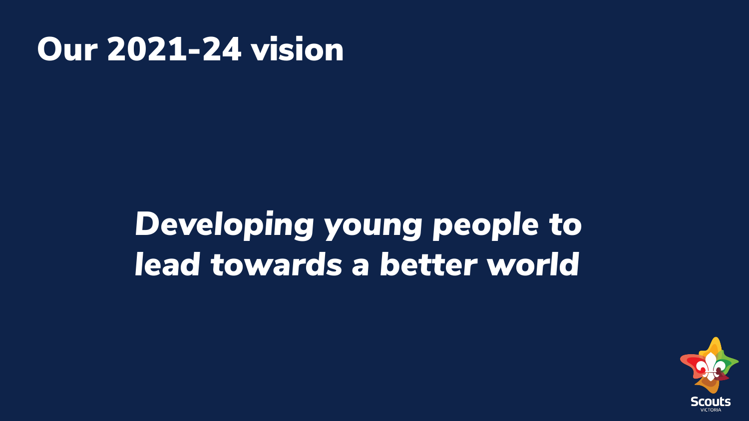# Our 2021-24 vision

***Developing young people to lead towards a better world***

Scouts VICTORIA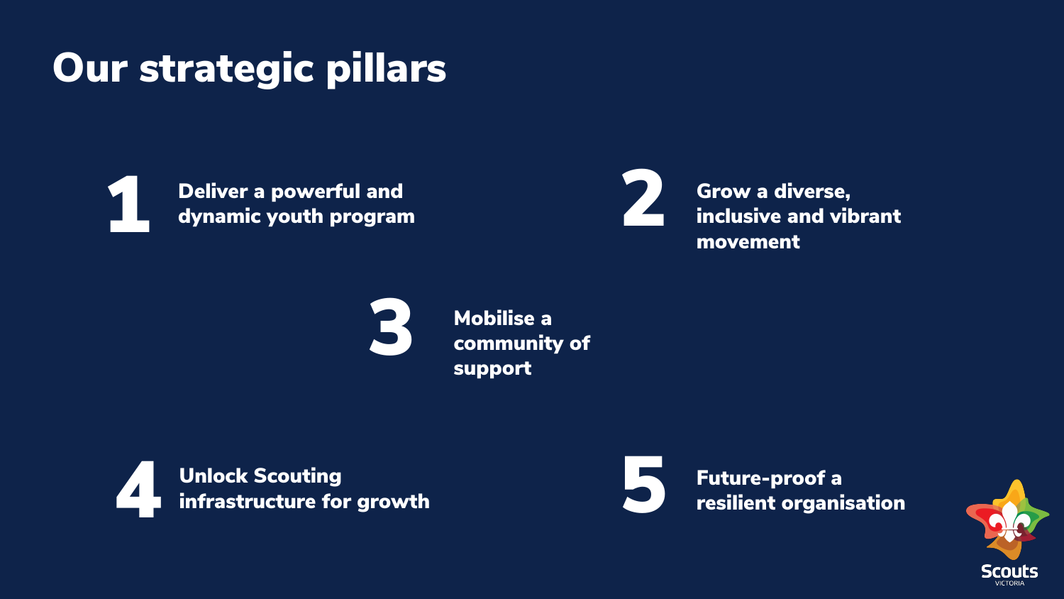# Our strategic pillars

1. **Deliver a powerful and dynamic youth program**
2. **Grow a diverse, inclusive and vibrant movement**
3. **Mobilise a community of support**
4. **Unlock Scouting infrastructure for growth**
5. **Future-proof a resilient organisation**

Scouts VICTORIA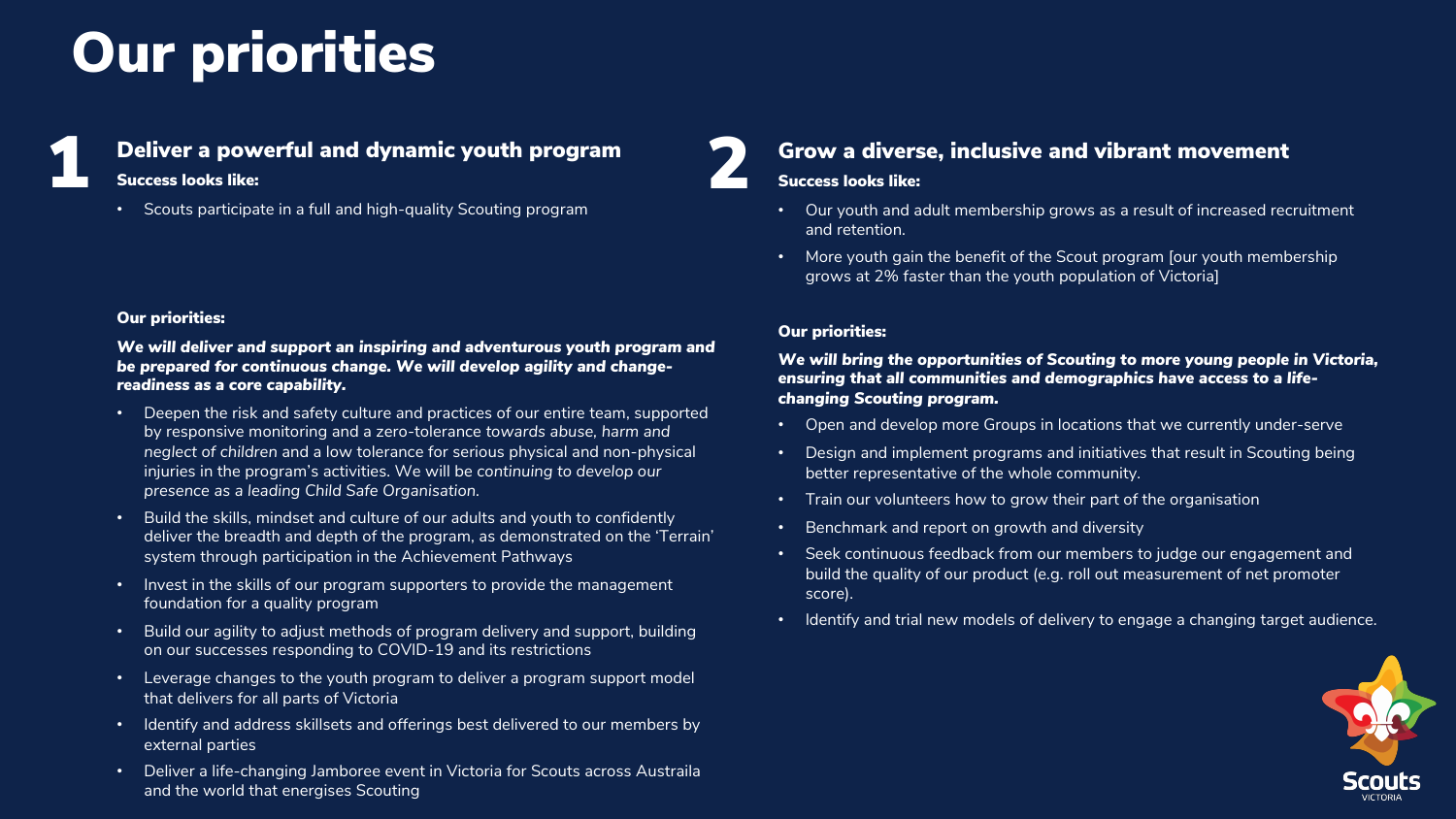# Our priorities

## 1 Deliver a powerful and dynamic youth program

**Success looks like:**

- Scouts participate in a full and high-quality Scouting program

**Our priorities:**

***We will deliver and support an inspiring and adventurous youth program and be prepared for continuous change. We will develop agility and change-readiness as a core capability.***

- Deepen the risk and safety culture and practices of our entire team, supported by responsive monitoring and a zero-tolerance towards *abuse, harm and neglect of children* and a low tolerance for serious physical and non-physical injuries in the program's activities. We will be *continuing to develop our presence as a leading Child Safe Organisation.*
- Build the skills, mindset and culture of our adults and youth to confidently deliver the breadth and depth of the program, as demonstrated on the 'Terrain' system through participation in the Achievement Pathways
- Invest in the skills of our program supporters to provide the management foundation for a quality program
- Build our agility to adjust methods of program delivery and support, building on our successes responding to COVID-19 and its restrictions
- Leverage changes to the youth program to deliver a program support model that delivers for all parts of Victoria
- Identify and address skillsets and offerings best delivered to our members by external parties
- Deliver a life-changing Jamboree event in Victoria for Scouts across Austraila and the world that energises Scouting

## 2 Grow a diverse, inclusive and vibrant movement

**Success looks like:**

- Our youth and adult membership grows as a result of increased recruitment and retention.
- More youth gain the benefit of the Scout program [our youth membership grows at 2% faster than the youth population of Victoria]

**Our priorities:**

***We will bring the opportunities of Scouting to more young people in Victoria, ensuring that all communities and demographics have access to a life-changing Scouting program.***

- Open and develop more Groups in locations that we currently under-serve
- Design and implement programs and initiatives that result in Scouting being better representative of the whole community.
- Train our volunteers how to grow their part of the organisation
- Benchmark and report on growth and diversity
- Seek continuous feedback from our members to judge our engagement and build the quality of our product (e.g. roll out measurement of net promoter score).
- Identify and trial new models of delivery to engage a changing target audience.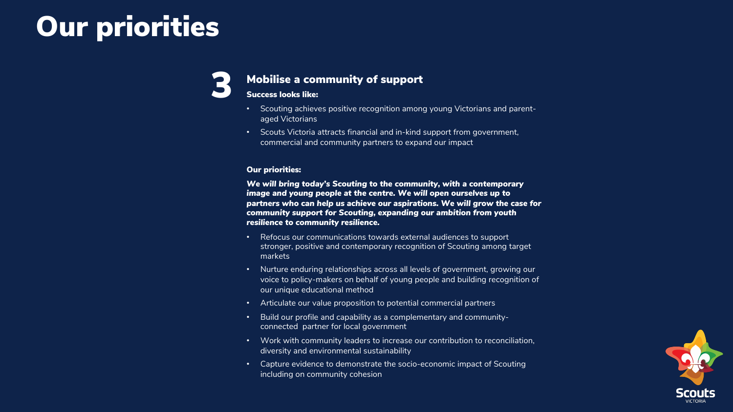# Our priorities

## 3 Mobilise a community of support

**Success looks like:**

- Scouting achieves positive recognition among young Victorians and parent-aged Victorians
- Scouts Victoria attracts financial and in-kind support from government, commercial and community partners to expand our impact

**Our priorities:**

***We will bring today's Scouting to the community, with a contemporary image and young people at the centre. We will open ourselves up to partners who can help us achieve our aspirations. We will grow the case for community support for Scouting, expanding our ambition from youth resilience to community resilience.***

- Refocus our communications towards external audiences to support stronger, positive and contemporary recognition of Scouting among target markets
- Nurture enduring relationships across all levels of government, growing our voice to policy-makers on behalf of young people and building recognition of our unique educational method
- Articulate our value proposition to potential commercial partners
- Build our profile and capability as a complementary and community-connected partner for local government
- Work with community leaders to increase our contribution to reconciliation, diversity and environmental sustainability
- Capture evidence to demonstrate the socio-economic impact of Scouting including on community cohesion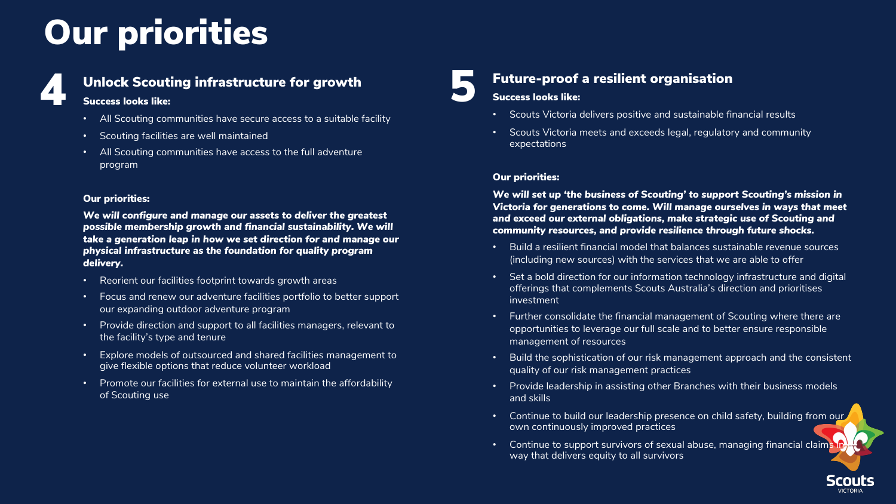# Our priorities

## 4 Unlock Scouting infrastructure for growth

**Success looks like:**

- All Scouting communities have secure access to a suitable facility
- Scouting facilities are well maintained
- All Scouting communities have access to the full adventure program

**Our priorities:**

***We will configure and manage our assets to deliver the greatest possible membership growth and financial sustainability. We will take a generation leap in how we set direction for and manage our physical infrastructure as the foundation for quality program delivery.***

- Reorient our facilities footprint towards growth areas
- Focus and renew our adventure facilities portfolio to better support our expanding outdoor adventure program
- Provide direction and support to all facilities managers, relevant to the facility's type and tenure
- Explore models of outsourced and shared facilities management to give flexible options that reduce volunteer workload
- Promote our facilities for external use to maintain the affordability of Scouting use

## 5 Future-proof a resilient organisation

**Success looks like:**

- Scouts Victoria delivers positive and sustainable financial results
- Scouts Victoria meets and exceeds legal, regulatory and community expectations

**Our priorities:**

***We will set up 'the business of Scouting' to support Scouting's mission in Victoria for generations to come. Will manage ourselves in ways that meet and exceed our external obligations, make strategic use of Scouting and community resources, and provide resilience through future shocks.***

- Build a resilient financial model that balances sustainable revenue sources (including new sources) with the services that we are able to offer
- Set a bold direction for our information technology infrastructure and digital offerings that complements Scouts Australia's direction and prioritises investment
- Further consolidate the financial management of Scouting where there are opportunities to leverage our full scale and to better ensure responsible management of resources
- Build the sophistication of our risk management approach and the consistent quality of our risk management practices
- Provide leadership in assisting other Branches with their business models and skills
- Continue to build our leadership presence on child safety, building from our own continuously improved practices
- Continue to support survivors of sexual abuse, managing financial claims in a way that delivers equity to all survivors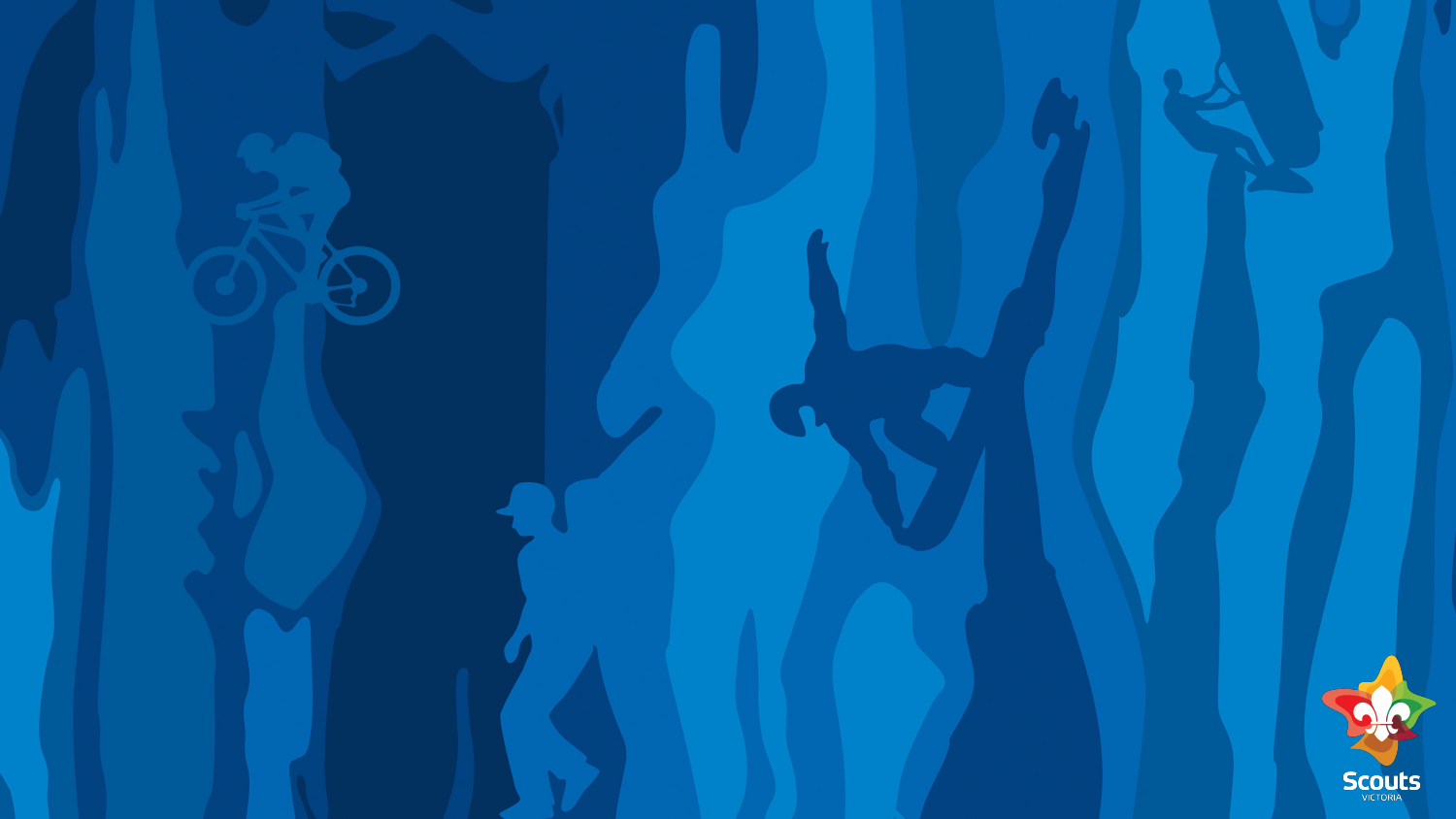Scouts

VICTORIA